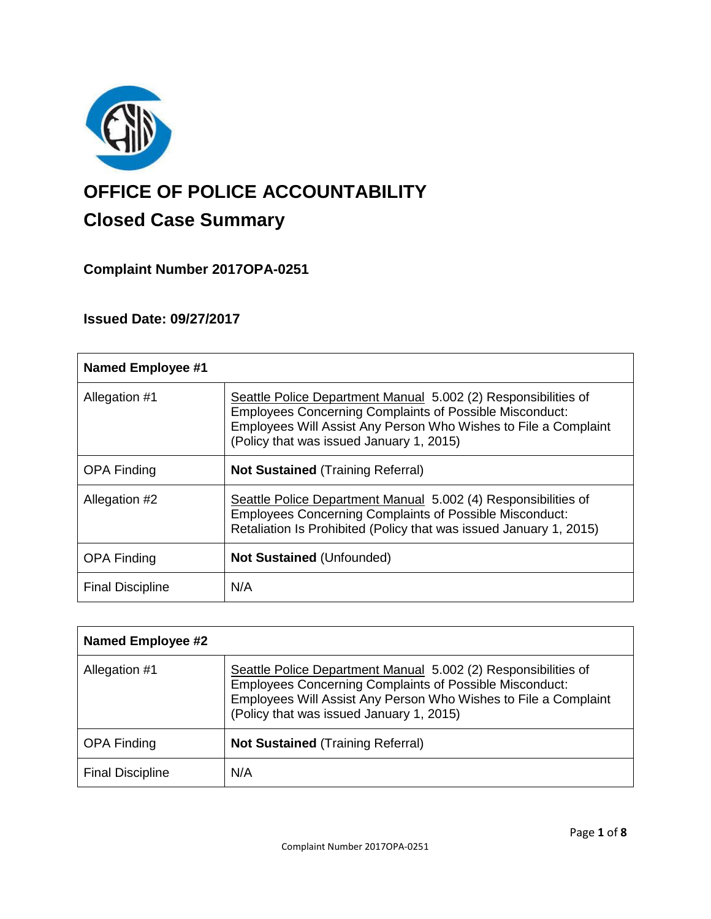# OFFICE OF POLICE ACCOUNTABILITY

## Closed Case Summary

### Complaint Number 2017OPA-0251

### Issued Date: 09/27/2017

| Named Employee #1 | |
|---|---|
| Allegation #1 | Seattle Police Department Manual 5.002 (2) Responsibilities of Employees Concerning Complaints of Possible Misconduct: Employees Will Assist Any Person Who Wishes to File a Complaint (Policy that was issued January 1, 2015) |
| OPA Finding | **Not Sustained** (Training Referral) |
| Allegation #2 | Seattle Police Department Manual 5.002 (4) Responsibilities of Employees Concerning Complaints of Possible Misconduct: Retaliation Is Prohibited (Policy that was issued January 1, 2015) |
| OPA Finding | **Not Sustained** (Unfounded) |
| Final Discipline | N/A |

| Named Employee #2 | |
|---|---|
| Allegation #1 | Seattle Police Department Manual 5.002 (2) Responsibilities of Employees Concerning Complaints of Possible Misconduct: Employees Will Assist Any Person Who Wishes to File a Complaint (Policy that was issued January 1, 2015) |
| OPA Finding | **Not Sustained** (Training Referral) |
| Final Discipline | N/A |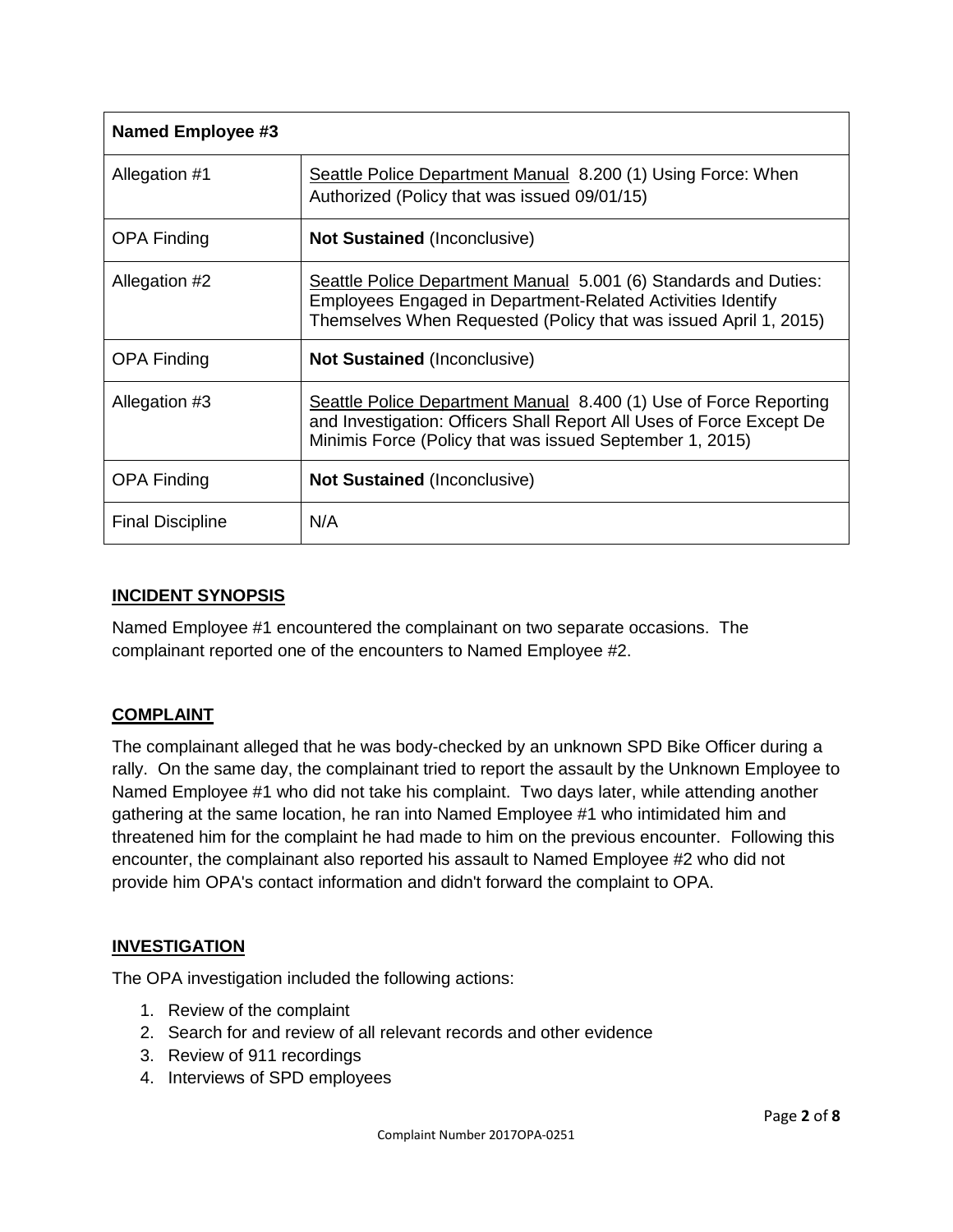| Named Employee #3 | |
|---|---|
| Allegation #1 | Seattle Police Department Manual 8.200 (1) Using Force: When Authorized (Policy that was issued 09/01/15) |
| OPA Finding | **Not Sustained** (Inconclusive) |
| Allegation #2 | Seattle Police Department Manual 5.001 (6) Standards and Duties: Employees Engaged in Department-Related Activities Identify Themselves When Requested (Policy that was issued April 1, 2015) |
| OPA Finding | **Not Sustained** (Inconclusive) |
| Allegation #3 | Seattle Police Department Manual 8.400 (1) Use of Force Reporting and Investigation: Officers Shall Report All Uses of Force Except De Minimis Force (Policy that was issued September 1, 2015) |
| OPA Finding | **Not Sustained** (Inconclusive) |
| Final Discipline | N/A |

## INCIDENT SYNOPSIS

Named Employee #1 encountered the complainant on two separate occasions. The complainant reported one of the encounters to Named Employee #2.

## COMPLAINT

The complainant alleged that he was body-checked by an unknown SPD Bike Officer during a rally. On the same day, the complainant tried to report the assault by the Unknown Employee to Named Employee #1 who did not take his complaint. Two days later, while attending another gathering at the same location, he ran into Named Employee #1 who intimidated him and threatened him for the complaint he had made to him on the previous encounter. Following this encounter, the complainant also reported his assault to Named Employee #2 who did not provide him OPA's contact information and didn't forward the complaint to OPA.

## INVESTIGATION

The OPA investigation included the following actions:

1. Review of the complaint
2. Search for and review of all relevant records and other evidence
3. Review of 911 recordings
4. Interviews of SPD employees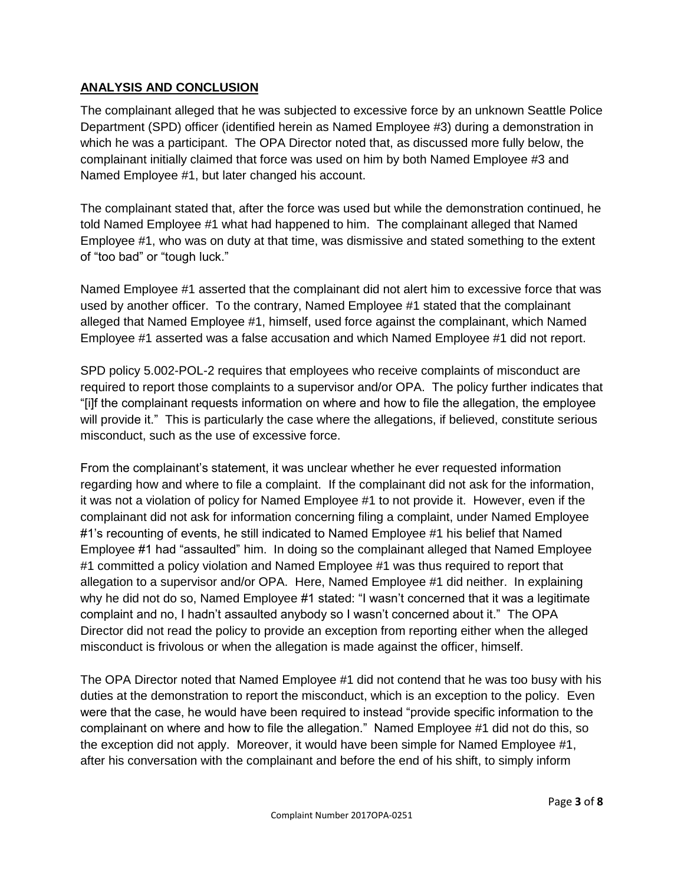## **ANALYSIS AND CONCLUSION**

The complainant alleged that he was subjected to excessive force by an unknown Seattle Police Department (SPD) officer (identified herein as Named Employee #3) during a demonstration in which he was a participant. The OPA Director noted that, as discussed more fully below, the complainant initially claimed that force was used on him by both Named Employee #3 and Named Employee #1, but later changed his account.

The complainant stated that, after the force was used but while the demonstration continued, he told Named Employee #1 what had happened to him. The complainant alleged that Named Employee #1, who was on duty at that time, was dismissive and stated something to the extent of "too bad" or "tough luck."

Named Employee #1 asserted that the complainant did not alert him to excessive force that was used by another officer. To the contrary, Named Employee #1 stated that the complainant alleged that Named Employee #1, himself, used force against the complainant, which Named Employee #1 asserted was a false accusation and which Named Employee #1 did not report.

SPD policy 5.002-POL-2 requires that employees who receive complaints of misconduct are required to report those complaints to a supervisor and/or OPA. The policy further indicates that "[i]f the complainant requests information on where and how to file the allegation, the employee will provide it." This is particularly the case where the allegations, if believed, constitute serious misconduct, such as the use of excessive force.

From the complainant's statement, it was unclear whether he ever requested information regarding how and where to file a complaint. If the complainant did not ask for the information, it was not a violation of policy for Named Employee #1 to not provide it. However, even if the complainant did not ask for information concerning filing a complaint, under Named Employee #1's recounting of events, he still indicated to Named Employee #1 his belief that Named Employee #1 had "assaulted" him. In doing so the complainant alleged that Named Employee #1 committed a policy violation and Named Employee #1 was thus required to report that allegation to a supervisor and/or OPA. Here, Named Employee #1 did neither. In explaining why he did not do so, Named Employee #1 stated: "I wasn't concerned that it was a legitimate complaint and no, I hadn't assaulted anybody so I wasn't concerned about it." The OPA Director did not read the policy to provide an exception from reporting either when the alleged misconduct is frivolous or when the allegation is made against the officer, himself.

The OPA Director noted that Named Employee #1 did not contend that he was too busy with his duties at the demonstration to report the misconduct, which is an exception to the policy. Even were that the case, he would have been required to instead "provide specific information to the complainant on where and how to file the allegation." Named Employee #1 did not do this, so the exception did not apply. Moreover, it would have been simple for Named Employee #1, after his conversation with the complainant and before the end of his shift, to simply inform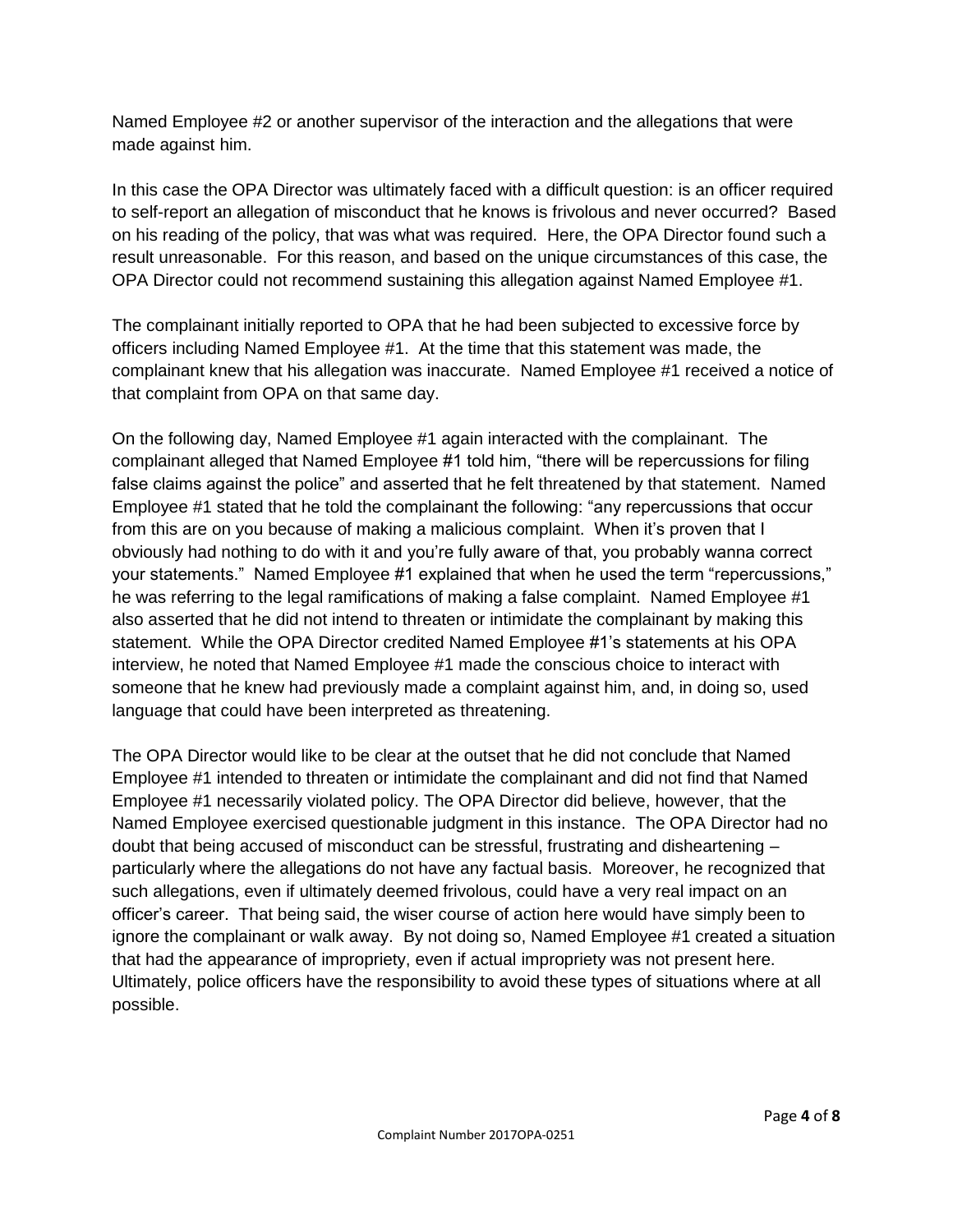Named Employee #2 or another supervisor of the interaction and the allegations that were made against him.

In this case the OPA Director was ultimately faced with a difficult question: is an officer required to self-report an allegation of misconduct that he knows is frivolous and never occurred? Based on his reading of the policy, that was what was required. Here, the OPA Director found such a result unreasonable. For this reason, and based on the unique circumstances of this case, the OPA Director could not recommend sustaining this allegation against Named Employee #1.

The complainant initially reported to OPA that he had been subjected to excessive force by officers including Named Employee #1. At the time that this statement was made, the complainant knew that his allegation was inaccurate. Named Employee #1 received a notice of that complaint from OPA on that same day.

On the following day, Named Employee #1 again interacted with the complainant. The complainant alleged that Named Employee #1 told him, "there will be repercussions for filing false claims against the police" and asserted that he felt threatened by that statement. Named Employee #1 stated that he told the complainant the following: "any repercussions that occur from this are on you because of making a malicious complaint. When it's proven that I obviously had nothing to do with it and you're fully aware of that, you probably wanna correct your statements." Named Employee #1 explained that when he used the term "repercussions," he was referring to the legal ramifications of making a false complaint. Named Employee #1 also asserted that he did not intend to threaten or intimidate the complainant by making this statement. While the OPA Director credited Named Employee #1's statements at his OPA interview, he noted that Named Employee #1 made the conscious choice to interact with someone that he knew had previously made a complaint against him, and, in doing so, used language that could have been interpreted as threatening.

The OPA Director would like to be clear at the outset that he did not conclude that Named Employee #1 intended to threaten or intimidate the complainant and did not find that Named Employee #1 necessarily violated policy. The OPA Director did believe, however, that the Named Employee exercised questionable judgment in this instance. The OPA Director had no doubt that being accused of misconduct can be stressful, frustrating and disheartening – particularly where the allegations do not have any factual basis. Moreover, he recognized that such allegations, even if ultimately deemed frivolous, could have a very real impact on an officer's career. That being said, the wiser course of action here would have simply been to ignore the complainant or walk away. By not doing so, Named Employee #1 created a situation that had the appearance of impropriety, even if actual impropriety was not present here. Ultimately, police officers have the responsibility to avoid these types of situations where at all possible.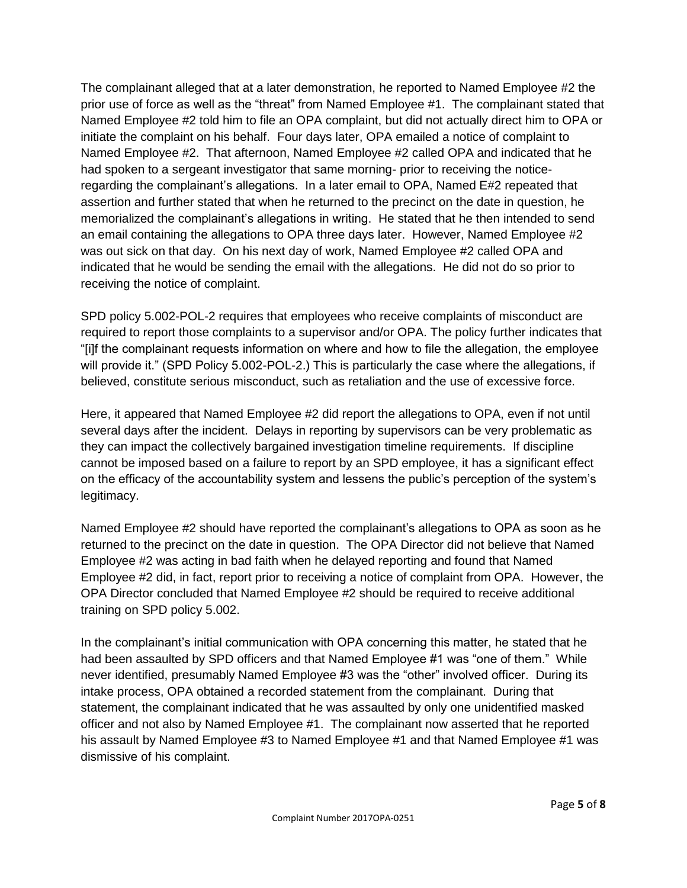The complainant alleged that at a later demonstration, he reported to Named Employee #2 the prior use of force as well as the "threat" from Named Employee #1. The complainant stated that Named Employee #2 told him to file an OPA complaint, but did not actually direct him to OPA or initiate the complaint on his behalf. Four days later, OPA emailed a notice of complaint to Named Employee #2. That afternoon, Named Employee #2 called OPA and indicated that he had spoken to a sergeant investigator that same morning- prior to receiving the notice- regarding the complainant's allegations. In a later email to OPA, Named E#2 repeated that assertion and further stated that when he returned to the precinct on the date in question, he memorialized the complainant's allegations in writing. He stated that he then intended to send an email containing the allegations to OPA three days later. However, Named Employee #2 was out sick on that day. On his next day of work, Named Employee #2 called OPA and indicated that he would be sending the email with the allegations. He did not do so prior to receiving the notice of complaint.

SPD policy 5.002-POL-2 requires that employees who receive complaints of misconduct are required to report those complaints to a supervisor and/or OPA. The policy further indicates that "[i]f the complainant requests information on where and how to file the allegation, the employee will provide it." (SPD Policy 5.002-POL-2.) This is particularly the case where the allegations, if believed, constitute serious misconduct, such as retaliation and the use of excessive force.

Here, it appeared that Named Employee #2 did report the allegations to OPA, even if not until several days after the incident. Delays in reporting by supervisors can be very problematic as they can impact the collectively bargained investigation timeline requirements. If discipline cannot be imposed based on a failure to report by an SPD employee, it has a significant effect on the efficacy of the accountability system and lessens the public's perception of the system's legitimacy.

Named Employee #2 should have reported the complainant's allegations to OPA as soon as he returned to the precinct on the date in question. The OPA Director did not believe that Named Employee #2 was acting in bad faith when he delayed reporting and found that Named Employee #2 did, in fact, report prior to receiving a notice of complaint from OPA. However, the OPA Director concluded that Named Employee #2 should be required to receive additional training on SPD policy 5.002.

In the complainant's initial communication with OPA concerning this matter, he stated that he had been assaulted by SPD officers and that Named Employee #1 was "one of them." While never identified, presumably Named Employee #3 was the "other" involved officer. During its intake process, OPA obtained a recorded statement from the complainant. During that statement, the complainant indicated that he was assaulted by only one unidentified masked officer and not also by Named Employee #1. The complainant now asserted that he reported his assault by Named Employee #3 to Named Employee #1 and that Named Employee #1 was dismissive of his complaint.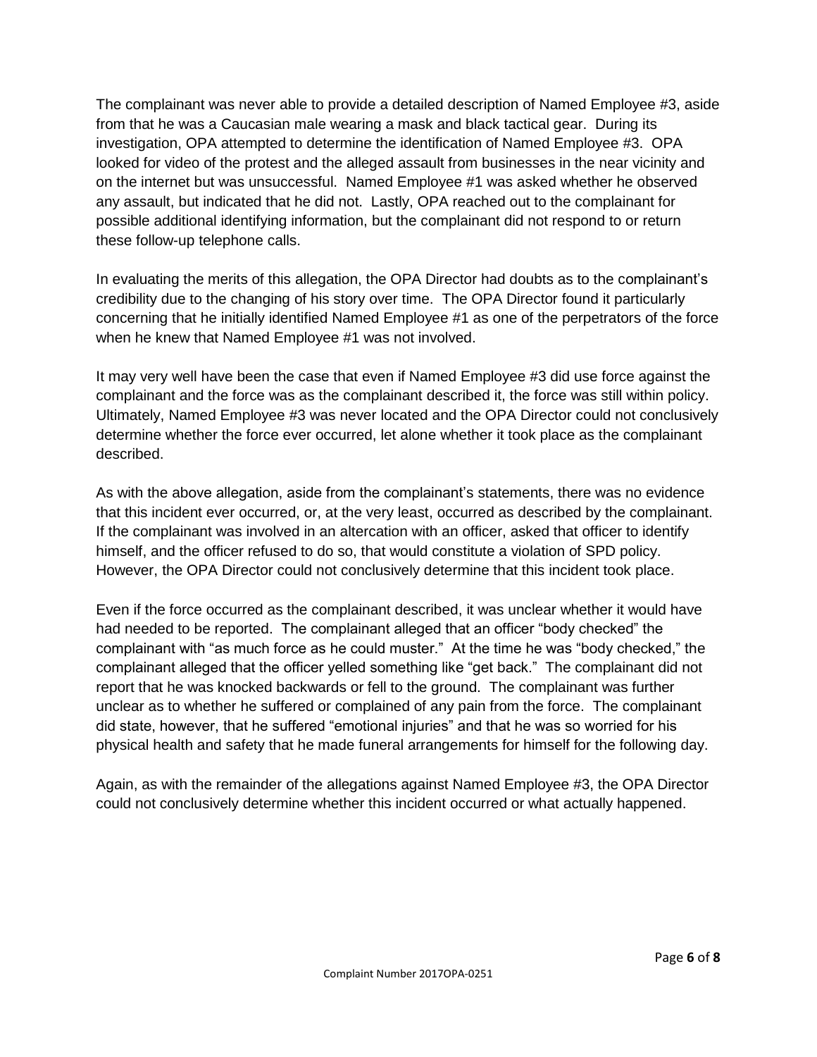The complainant was never able to provide a detailed description of Named Employee #3, aside from that he was a Caucasian male wearing a mask and black tactical gear. During its investigation, OPA attempted to determine the identification of Named Employee #3. OPA looked for video of the protest and the alleged assault from businesses in the near vicinity and on the internet but was unsuccessful. Named Employee #1 was asked whether he observed any assault, but indicated that he did not. Lastly, OPA reached out to the complainant for possible additional identifying information, but the complainant did not respond to or return these follow-up telephone calls.

In evaluating the merits of this allegation, the OPA Director had doubts as to the complainant's credibility due to the changing of his story over time. The OPA Director found it particularly concerning that he initially identified Named Employee #1 as one of the perpetrators of the force when he knew that Named Employee #1 was not involved.

It may very well have been the case that even if Named Employee #3 did use force against the complainant and the force was as the complainant described it, the force was still within policy. Ultimately, Named Employee #3 was never located and the OPA Director could not conclusively determine whether the force ever occurred, let alone whether it took place as the complainant described.

As with the above allegation, aside from the complainant's statements, there was no evidence that this incident ever occurred, or, at the very least, occurred as described by the complainant. If the complainant was involved in an altercation with an officer, asked that officer to identify himself, and the officer refused to do so, that would constitute a violation of SPD policy. However, the OPA Director could not conclusively determine that this incident took place.

Even if the force occurred as the complainant described, it was unclear whether it would have had needed to be reported. The complainant alleged that an officer "body checked" the complainant with "as much force as he could muster." At the time he was "body checked," the complainant alleged that the officer yelled something like "get back." The complainant did not report that he was knocked backwards or fell to the ground. The complainant was further unclear as to whether he suffered or complained of any pain from the force. The complainant did state, however, that he suffered "emotional injuries" and that he was so worried for his physical health and safety that he made funeral arrangements for himself for the following day.

Again, as with the remainder of the allegations against Named Employee #3, the OPA Director could not conclusively determine whether this incident occurred or what actually happened.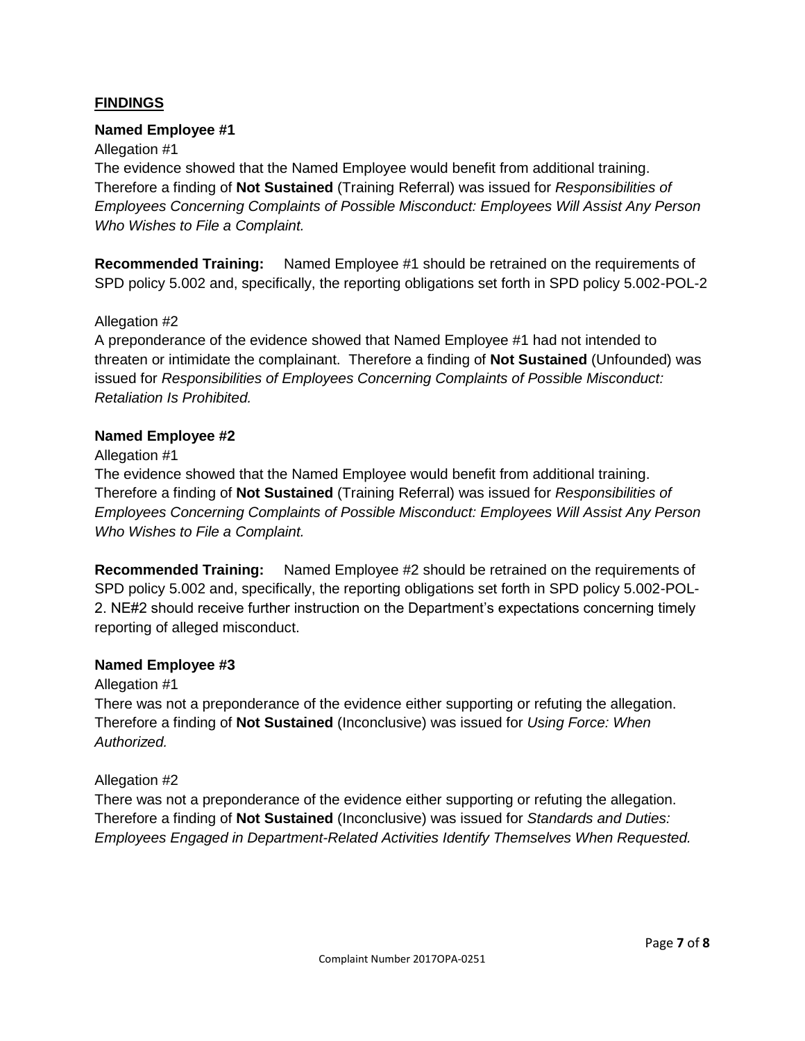## FINDINGS

### Named Employee #1

Allegation #1

The evidence showed that the Named Employee would benefit from additional training. Therefore a finding of **Not Sustained** (Training Referral) was issued for *Responsibilities of Employees Concerning Complaints of Possible Misconduct: Employees Will Assist Any Person Who Wishes to File a Complaint.*

**Recommended Training:** Named Employee #1 should be retrained on the requirements of SPD policy 5.002 and, specifically, the reporting obligations set forth in SPD policy 5.002-POL-2

Allegation #2

A preponderance of the evidence showed that Named Employee #1 had not intended to threaten or intimidate the complainant. Therefore a finding of **Not Sustained** (Unfounded) was issued for *Responsibilities of Employees Concerning Complaints of Possible Misconduct: Retaliation Is Prohibited.*

### Named Employee #2

Allegation #1

The evidence showed that the Named Employee would benefit from additional training. Therefore a finding of **Not Sustained** (Training Referral) was issued for *Responsibilities of Employees Concerning Complaints of Possible Misconduct: Employees Will Assist Any Person Who Wishes to File a Complaint.*

**Recommended Training:** Named Employee #2 should be retrained on the requirements of SPD policy 5.002 and, specifically, the reporting obligations set forth in SPD policy 5.002-POL-2. NE#2 should receive further instruction on the Department's expectations concerning timely reporting of alleged misconduct.

### Named Employee #3

Allegation #1

There was not a preponderance of the evidence either supporting or refuting the allegation. Therefore a finding of **Not Sustained** (Inconclusive) was issued for *Using Force: When Authorized.*

Allegation #2

There was not a preponderance of the evidence either supporting or refuting the allegation. Therefore a finding of **Not Sustained** (Inconclusive) was issued for *Standards and Duties: Employees Engaged in Department-Related Activities Identify Themselves When Requested.*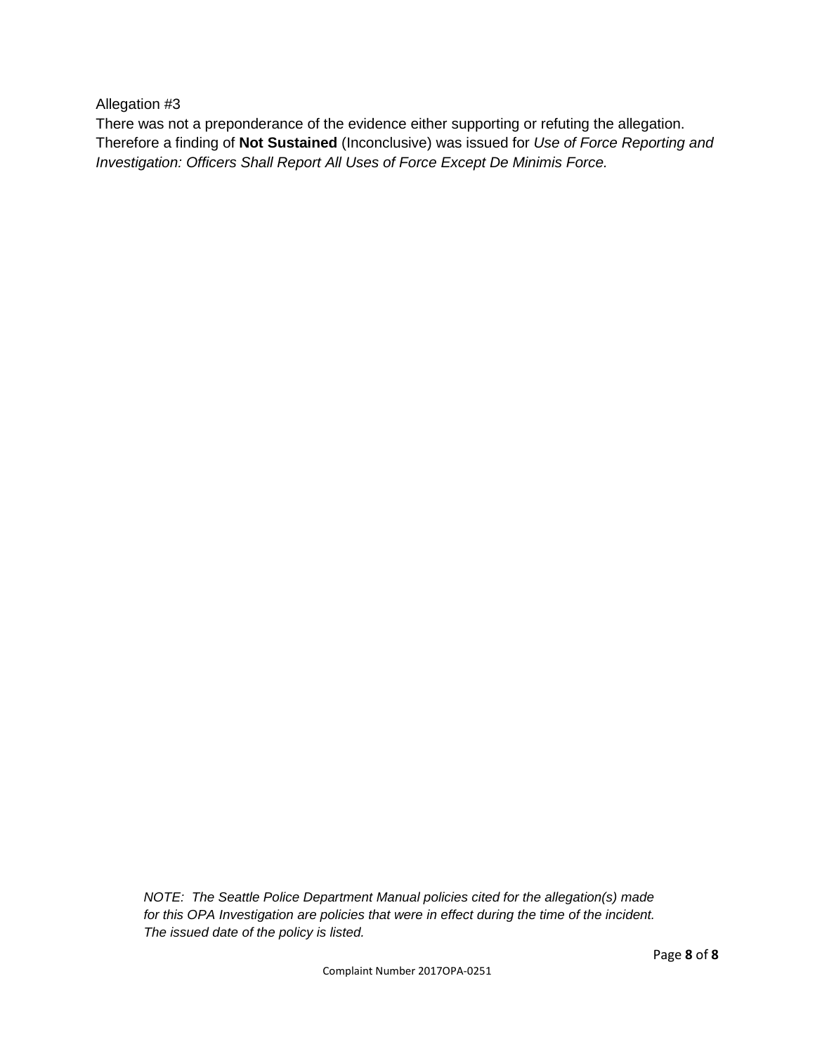Allegation #3

There was not a preponderance of the evidence either supporting or refuting the allegation. Therefore a finding of **Not Sustained** (Inconclusive) was issued for *Use of Force Reporting and Investigation: Officers Shall Report All Uses of Force Except De Minimis Force.*

*NOTE: The Seattle Police Department Manual policies cited for the allegation(s) made for this OPA Investigation are policies that were in effect during the time of the incident. The issued date of the policy is listed.*